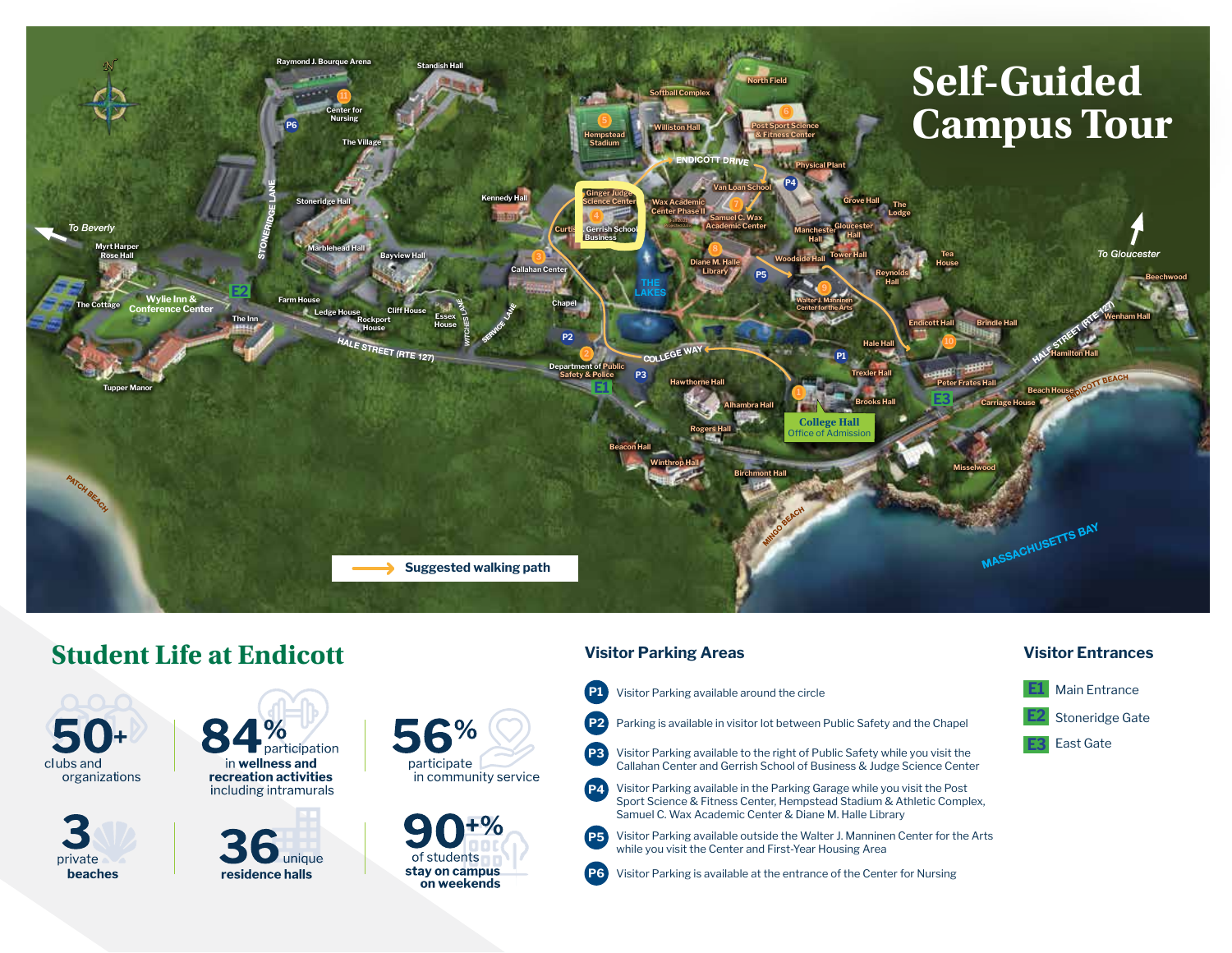# Self-Guided Campus Tour

Suggested walking path

## Student Life at Endicott

**50+** clubs and organizations

**84%** participation in **wellness and recreation activities** including intramurals

**56%** participation in community service

**3** private **beaches**

**36** unique **residence halls**

**90+%** of students **stay on campus on weekends**

## Visitor Parking Areas

- **P1** Visitor Parking available around the circle
- **P2** Parking is available in visitor lot between Public Safety and the Chapel
- **P3** Visitor Parking available to the right of Public Safety while you visit the Callahan Center and Gerrish School of Business & Judge Science Center
- **P4** Visitor Parking available in the Parking Garage while you visit the Post Sport Science & Fitness Center, Hempstead Stadium & Athletic Complex, Samuel C. Wax Academic Center & Diane M. Halle Library
- **P5** Visitor Parking available outside the Walter J. Manninen Center for the Arts while you visit the Center and First-Year Housing Area
- **P6** Visitor Parking is available at the entrance of the Center for Nursing

## Visitor Entrances

- **E1** Main Entrance
- **E2** Stoneridge Gate
- **E3** East Gate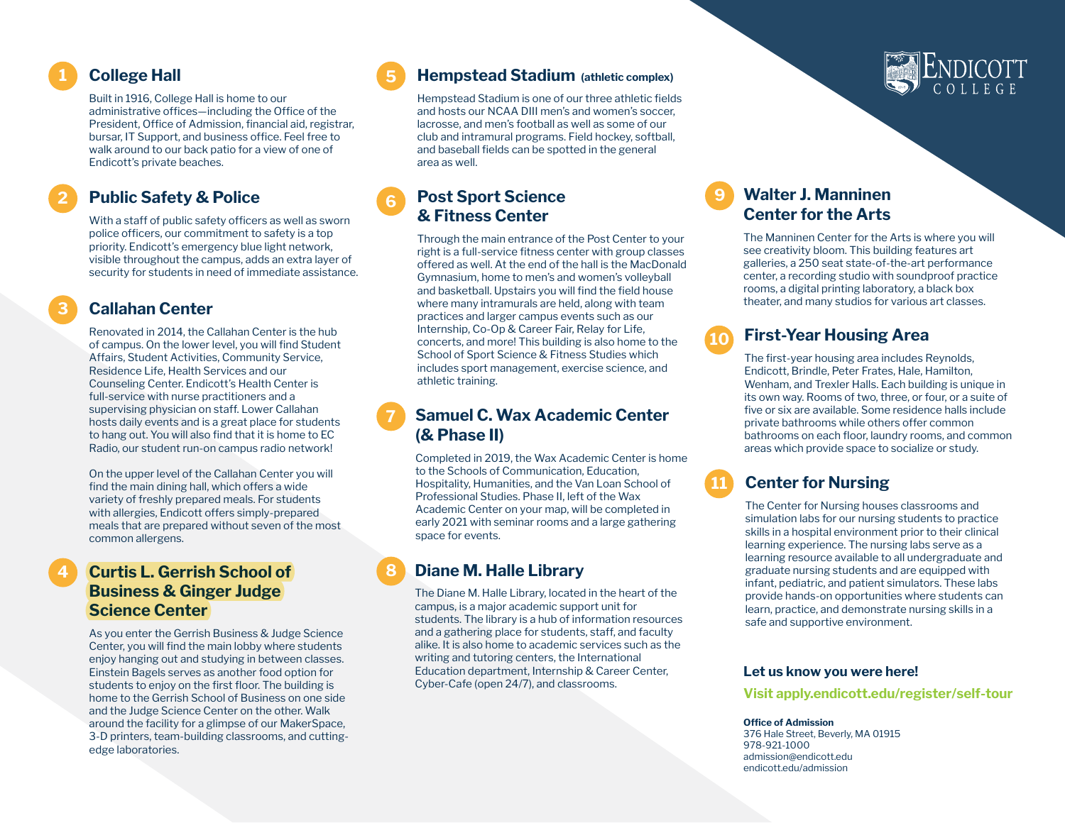Endicott College

## 1 College Hall

Built in 1916, College Hall is home to our administrative offices—including the Office of the President, Office of Admission, financial aid, registrar, bursar, IT Support, and business office. Feel free to walk around to our back patio for a view of one of Endicott's private beaches.

## 2 Public Safety & Police

With a staff of public safety officers as well as sworn police officers, our commitment to safety is a top priority. Endicott's emergency blue light network, visible throughout the campus, adds an extra layer of security for students in need of immediate assistance.

## 3 Callahan Center

Renovated in 2014, the Callahan Center is the hub of campus. On the lower level, you will find Student Affairs, Student Activities, Community Service, Residence Life, Health Services and our Counseling Center. Endicott's Health Center is full-service with nurse practitioners and a supervising physician on staff. Lower Callahan hosts daily events and is a great place for students to hang out. You will also find that it is home to EC Radio, our student run-on campus radio network!

On the upper level of the Callahan Center you will find the main dining hall, which offers a wide variety of freshly prepared meals. For students with allergies, Endicott offers simply-prepared meals that are prepared without seven of the most common allergens.

## 4 Curtis L. Gerrish School of Business & Ginger Judge Science Center

As you enter the Gerrish Business & Judge Science Center, you will find the main lobby where students enjoy hanging out and studying in between classes. Einstein Bagels serves as another food option for students to enjoy on the first floor. The building is home to the Gerrish School of Business on one side and the Judge Science Center on the other. Walk around the facility for a glimpse of our MakerSpace, 3-D printers, team-building classrooms, and cutting-edge laboratories.

## 5 Hempstead Stadium (athletic complex)

Hempstead Stadium is one of our three athletic fields and hosts our NCAA DIII men's and women's soccer, lacrosse, and men's football as well as some of our club and intramural programs. Field hockey, softball, and baseball fields can be spotted in the general area as well.

## 6 Post Sport Science & Fitness Center

Through the main entrance of the Post Center to your right is a full-service fitness center with group classes offered as well. At the end of the hall is the MacDonald Gymnasium, home to men's and women's volleyball and basketball. Upstairs you will find the field house where many intramurals are held, along with team practices and larger campus events such as our Internship, Co-Op & Career Fair, Relay for Life, concerts, and more! This building is also home to the School of Sport Science & Fitness Studies which includes sport management, exercise science, and athletic training.

## 7 Samuel C. Wax Academic Center (& Phase II)

Completed in 2019, the Wax Academic Center is home to the Schools of Communication, Education, Hospitality, Humanities, and the Van Loan School of Professional Studies. Phase II, left of the Wax Academic Center on your map, will be completed in early 2021 with seminar rooms and a large gathering space for events.

## 8 Diane M. Halle Library

The Diane M. Halle Library, located in the heart of the campus, is a major academic support unit for students. The library is a hub of information resources and a gathering place for students, staff, and faculty alike. It is also home to academic services such as the writing and tutoring centers, the International Education department, Internship & Career Center, Cyber-Cafe (open 24/7), and classrooms.

## 9 Walter J. Manninen Center for the Arts

The Manninen Center for the Arts is where you will see creativity bloom. This building features art galleries, a 250 seat state-of-the-art performance center, a recording studio with soundproof practice rooms, a digital printing laboratory, a black box theater, and many studios for various art classes.

## 10 First-Year Housing Area

The first-year housing area includes Reynolds, Endicott, Brindle, Peter Frates, Hale, Hamilton, Wenham, and Trexler Halls. Each building is unique in its own way. Rooms of two, three, or four, or a suite of five or six are available. Some residence halls include private bathrooms while others offer common bathrooms on each floor, laundry rooms, and common areas which provide space to socialize or study.

## 11 Center for Nursing

The Center for Nursing houses classrooms and simulation labs for our nursing students to practice skills in a hospital environment prior to their clinical learning experience. The nursing labs serve as a learning resource available to all undergraduate and graduate nursing students and are equipped with infant, pediatric, and patient simulators. These labs provide hands-on opportunities where students can learn, practice, and demonstrate nursing skills in a safe and supportive environment.

**Let us know you were here!**

**Visit apply.endicott.edu/register/self-tour**

**Office of Admission**
376 Hale Street, Beverly, MA 01915
978-921-1000
admission@endicott.edu
endicott.edu/admission